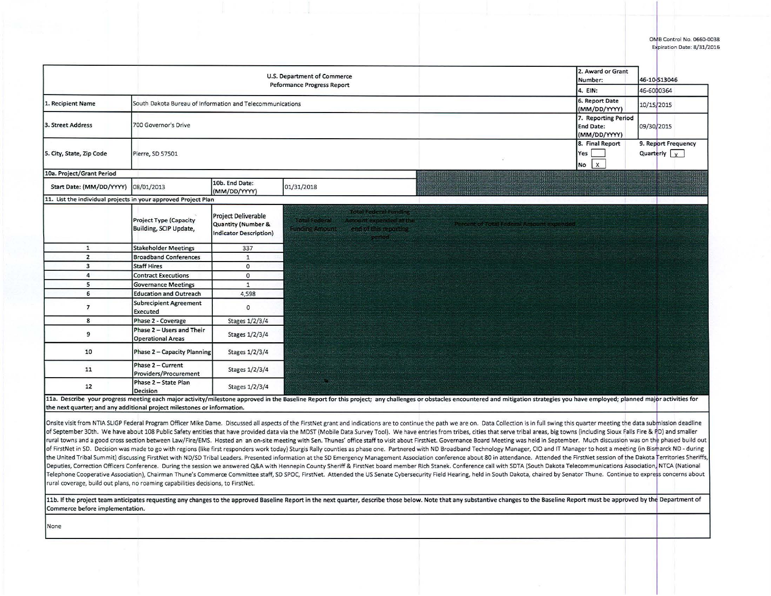OMB Control No. 0660-0038
Expiration Date: 8/31/2016

| U.S. Department of Commerce Peformance Progress Report | | 2. Award or Grant Number: | 46-10-S13046 |
|---|---|---|---|
| | | 4. EIN: | 46-6000364 |
| 1. Recipient Name | South Dakota Bureau of Information and Telecommunications | 6. Report Date (MM/DD/YYYY) | 10/15/2015 |
| 3. Street Address | 700 Governor's Drive | 7. Reporting Period End Date: (MM/DD/YYYY) | 09/30/2015 |
| 5. City, State, Zip Code | Pierre, SD 57501 | 8. Final Report Yes [ ] No [x] | 9. Report Frequency Quarterly [x] |

**10a. Project/Grant Period**

| Start Date: (MM/DD/YYYY) | 08/01/2013 | 10b. End Date: (MM/DD/YYYY) | 01/31/2018 |
|---|---|---|---|

**11. List the individual projects in your approved Project Plan**

| | Project Type (Capacity Building, SCIP Update, | Project Deliverable Quantity (Number & Indicator Description) | Total Federal Funding Amount | Total Federal Funding Amount expended at the end of this reporting period | Percent of Total Federal Amount expended |
|---|---|---|---|---|---|
| 1 | Stakeholder Meetings | 337 | | | |
| 2 | Broadband Conferences | 1 | | | |
| 3 | Staff Hires | 0 | | | |
| 4 | Contract Executions | 0 | | | |
| 5 | Governance Meetings | 1 | | | |
| 6 | Education and Outreach | 4,598 | | | |
| 7 | Subrecipient Agreement Executed | 0 | | | |
| 8 | Phase 2 - Coverage | Stages 1/2/3/4 | | | |
| 9 | Phase 2 – Users and Their Operational Areas | Stages 1/2/3/4 | | | |
| 10 | Phase 2 – Capacity Planning | Stages 1/2/3/4 | | | |
| 11 | Phase 2 – Current Providers/Procurement | Stages 1/2/3/4 | | | |
| 12 | Phase 2 – State Plan Decision | Stages 1/2/3/4 | | | |

**11a. Describe your progress meeting each major activity/milestone approved in the Baseline Report for this project; any challenges or obstacles encountered and mitigation strategies you have employed; planned major activities for the next quarter; and any additional project milestones or information.**

Onsite visit from NTIA SLIGP Federal Program Officer Mike Dame. Discussed all aspects of the FirstNet grant and indications are to continue the path we are on. Data Collection is in full swing this quarter meeting the data submission deadline of September 30th. We have about 108 Public Safety entities that have provided data via the MDST (Mobile Data Survey Tool). We have entries from tribes, cities that serve tribal areas, big towns (including Sioux Falls Fire & PD) and smaller rural towns and a good cross section between Law/Fire/EMS. Hosted an an on-site meeting with Sen. Thunes' office staff to visit about FirstNet. Governance Board Meeting was held in September. Much discussion was on the phased build out of FirstNet in SD. Decision was made to go with regions (like first responders work today) Sturgis Rally counties as phase one. Partnered with ND Broadband Technology Manager, CIO and IT Manager to host a meeting (in Bismarck ND - during the United Tribal Summit) discussing FirstNet with ND/SD Tribal Leaders. Presented information at the SD Emergency Management Association conference about 80 in attendance. Attended the FirstNet session of the Dakota Territories Sheriffs, Deputies, Correction Officers Conference. During the session we answered Q&A with Hennepin County Sheriff & FirstNet board member Rich Stanek. Conference call with SDTA (South Dakota Telecommunications Association, NTCA (National Telephone Cooperative Association), Chairman Thune's Commerce Committee staff, SD SPOC, FirstNet. Attended the US Senate Cybersecurity Field Hearing, held in South Dakota, chaired by Senator Thune. Continue to express concerns about rural coverage, build out plans, no roaming capabilities decisions, to FirstNet.

**11b. If the project team anticipates requesting any changes to the approved Baseline Report in the next quarter, describe those below. Note that any substantive changes to the Baseline Report must be approved by the Department of Commerce before implementation.**

None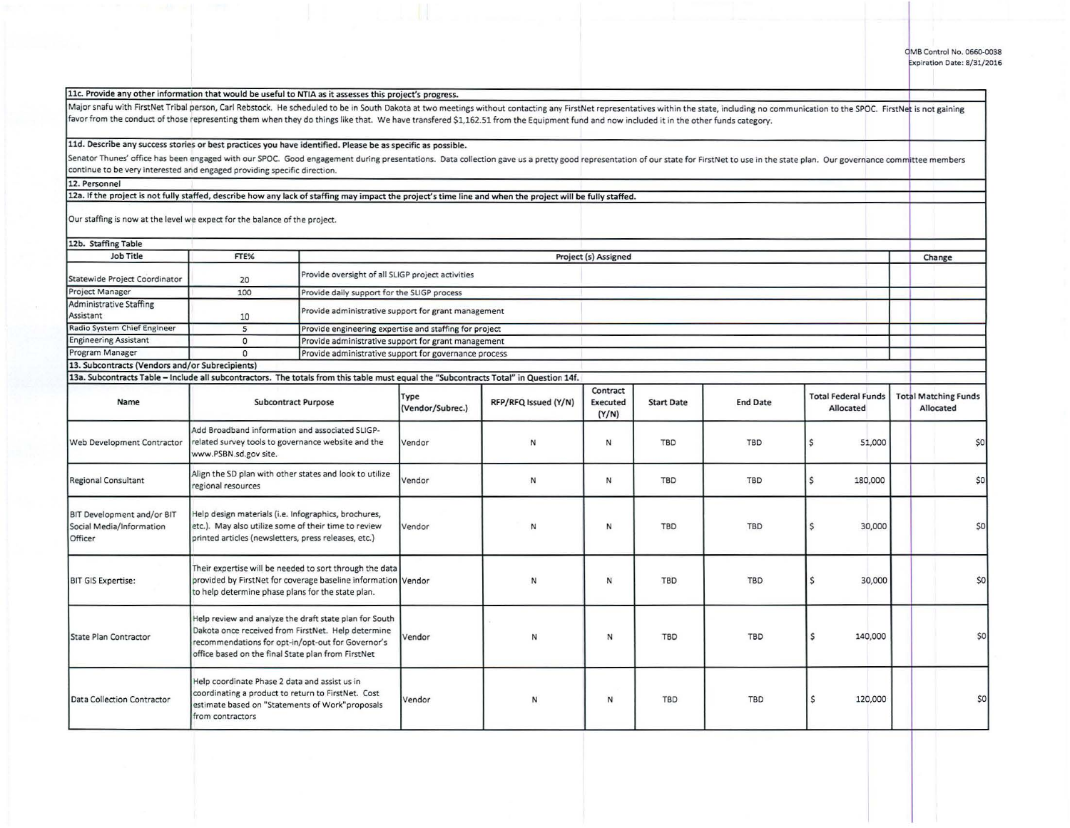**11c. Provide any other information that would be useful to NTIA as it assesses this project's progress.**

Major snafu with FirstNet Tribal person, Carl Rebstock. He scheduled to be in South Dakota at two meetings without contacting any FirstNet representatives within the state, including no communication to the SPOC. FirstNet is not gaining favor from the conduct of those representing them when they do things like that. We have transfered $1,162.51 from the Equipment fund and now included it in the other funds category.

**11d. Describe any success stories or best practices you have identified. Please be as specific as possible.**

Senator Thunes' office has been engaged with our SPOC. Good engagement during presentations. Data collection gave us a pretty good representation of our state for FirstNet to use in the state plan. Our governance committee members continue to be very interested and engaged providing specific direction.

**12. Personnel**

**12a. If the project is not fully staffed, describe how any lack of staffing may impact the project's time line and when the project will be fully staffed.**

Our staffing is now at the level we expect for the balance of the project.

**12b. Staffing Table**

| Job Title | FTE% | Project (s) Assigned | Change |
|---|---|---|---|
| Statewide Project Coordinator | 20 | Provide oversight of all SLIGP project activities | |
| Project Manager | 100 | Provide daily support for the SLIGP process | |
| Administrative Staffing Assistant | 10 | Provide administrative support for grant management | |
| Radio System Chief Engineer | 5 | Provide engineering expertise and staffing for project | |
| Engineering Assistant | 0 | Provide administrative support for grant management | |
| Program Manager | 0 | Provide administrative support for governance process | |

**13. Subcontracts (Vendors and/or Subrecipients)**

**13a. Subcontracts Table – Include all subcontractors. The totals from this table must equal the "Subcontracts Total" in Question 14f.**

| Name | Subcontract Purpose | Type (Vendor/Subrec.) | RFP/RFQ Issued (Y/N) | Contract Executed (Y/N) | Start Date | End Date | Total Federal Funds Allocated | Total Matching Funds Allocated |
|---|---|---|---|---|---|---|---|---|
| Web Development Contractor | Add Broadband information and associated SLIGP-related survey tools to governance website and the www.PSBN.sd.gov site. | Vendor | N | N | TBD | TBD | $ 51,000 | $0 |
| Regional Consultant | Align the SD plan with other states and look to utilize regional resources | Vendor | N | N | TBD | TBD | $ 180,000 | $0 |
| BIT Development and/or BIT Social Media/Information Officer | Help design materials (i.e. Infographics, brochures, etc.). May also utilize some of their time to review printed articles (newsletters, press releases, etc.) | Vendor | N | N | TBD | TBD | $ 30,000 | $0 |
| BIT GIS Expertise: | Their expertise will be needed to sort through the data provided by FirstNet for coverage baseline information to help determine phase plans for the state plan. | Vendor | N | N | TBD | TBD | $ 30,000 | $0 |
| State Plan Contractor | Help review and analyze the draft state plan for South Dakota once received from FirstNet. Help determine recommendations for opt-in/opt-out for Governor's office based on the final State plan from FirstNet | Vendor | N | N | TBD | TBD | $ 140,000 | $0 |
| Data Collection Contractor | Help coordinate Phase 2 data and assist us in coordinating a product to return to FirstNet. Cost estimate based on "Statements of Work" proposals from contractors | Vendor | N | N | TBD | TBD | $ 120,000 | $0 |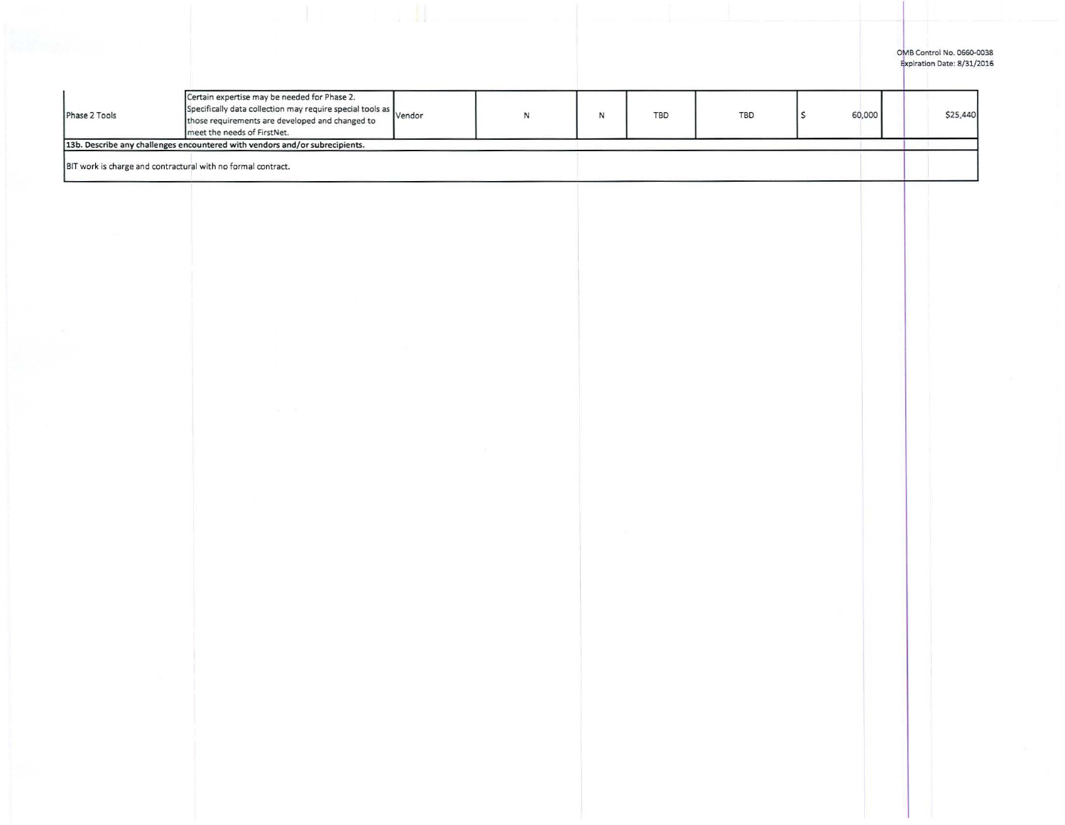| | | | | | | | | |
|---|---|---|---|---|---|---|---|---|
| Phase 2 Tools | Certain expertise may be needed for Phase 2. Specifically data collection may require special tools as those requirements are developed and changed to meet the needs of FirstNet. | Vendor | N | N | TBD | TBD | $ 60,000 | $25,440 |

**13b. Describe any challenges encountered with vendors and/or subrecipients.**

BIT work is charge and contractural with no formal contract.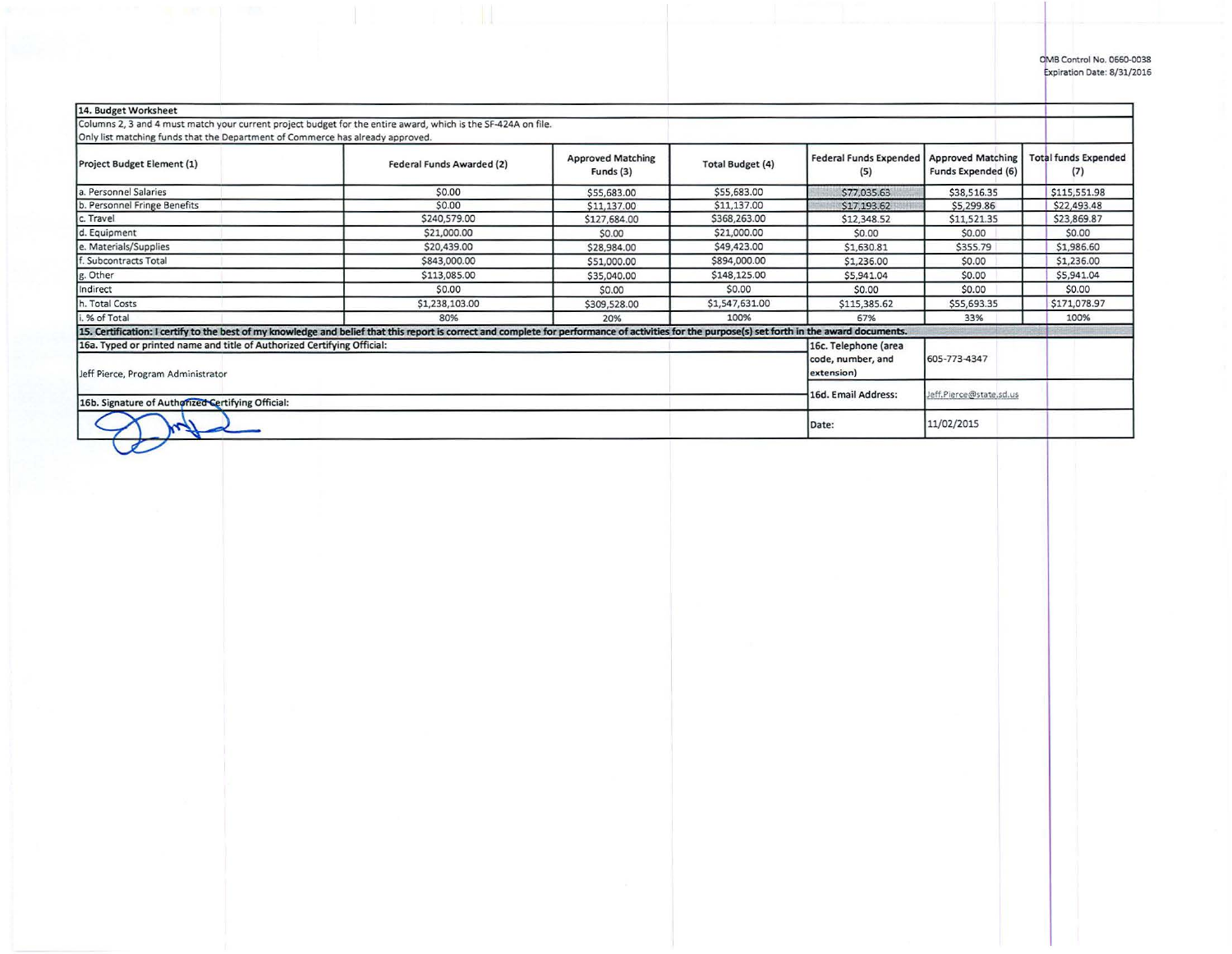OMB Control No. 0660-0038
Expiration Date: 8/31/2016

**14. Budget Worksheet**

Columns 2, 3 and 4 must match your current project budget for the entire award, which is the SF-424A on file.
Only list matching funds that the Department of Commerce has already approved.

| Project Budget Element (1) | Federal Funds Awarded (2) | Approved Matching Funds (3) | Total Budget (4) | Federal Funds Expended (5) | Approved Matching Funds Expended (6) | Total funds Expended (7) |
|---|---|---|---|---|---|---|
| a. Personnel Salaries | $0.00 | $55,683.00 | $55,683.00 | $77,035.63 | $38,516.35 | $115,551.98 |
| b. Personnel Fringe Benefits | $0.00 | $11,137.00 | $11,137.00 | $17,193.62 | $5,299.86 | $22,493.48 |
| c. Travel | $240,579.00 | $127,684.00 | $368,263.00 | $12,348.52 | $11,521.35 | $23,869.87 |
| d. Equipment | $21,000.00 | $0.00 | $21,000.00 | $0.00 | $0.00 | $0.00 |
| e. Materials/Supplies | $20,439.00 | $28,984.00 | $49,423.00 | $1,630.81 | $355.79 | $1,986.60 |
| f. Subcontracts Total | $843,000.00 | $51,000.00 | $894,000.00 | $1,236.00 | $0.00 | $1,236.00 |
| g. Other | $113,085.00 | $35,040.00 | $148,125.00 | $5,941.04 | $0.00 | $5,941.04 |
| Indirect | $0.00 | $0.00 | $0.00 | $0.00 | $0.00 | $0.00 |
| h. Total Costs | $1,238,103.00 | $309,528.00 | $1,547,631.00 | $115,385.62 | $55,693.35 | $171,078.97 |
| i. % of Total | 80% | 20% | 100% | 67% | 33% | 100% |

**15. Certification: I certify to the best of my knowledge and belief that this report is correct and complete for performance of activities for the purpose(s) set forth in the award documents.**

| | | | |
|---|---|---|---|
| **16a. Typed or printed name and title of Authorized Certifying Official:** Jeff Pierce, Program Administrator | | **16c. Telephone (area code, number, and extension)** | 605-773-4347 |
| **16b. Signature of Authorized Certifying Official:** | | **16d. Email Address:** | Jeff.Pierce@state.sd.us |
| | | Date: | 11/02/2015 |